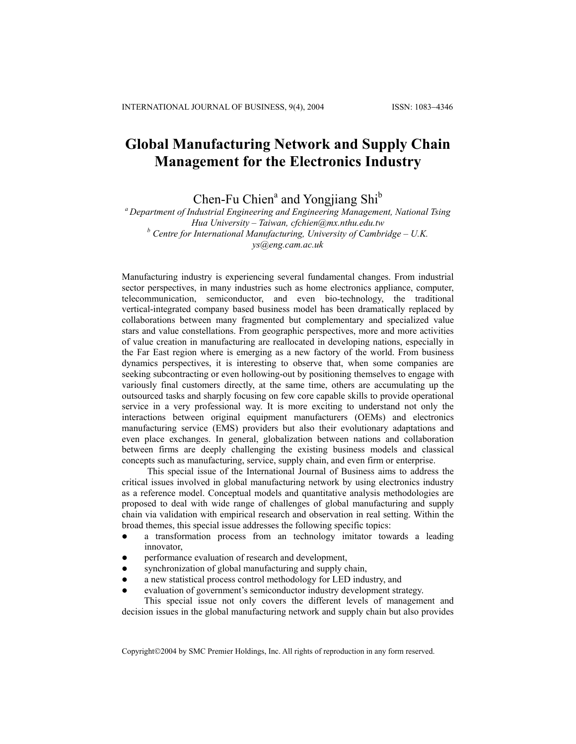# Global Manufacturing Network and Supply Chain Management for the Electronics Industry

Chen-Fu Chien[a] and Yongjiang Shi[b]

[a] *Department of Industrial Engineering and Engineering Management, National Tsing Hua University – Taiwan, cfchien@mx.nthu.edu.tw*

[b] *Centre for International Manufacturing, University of Cambridge – U.K. ys@eng.cam.ac.uk*

Manufacturing industry is experiencing several fundamental changes. From industrial sector perspectives, in many industries such as home electronics appliance, computer, telecommunication, semiconductor, and even bio-technology, the traditional vertical-integrated company based business model has been dramatically replaced by collaborations between many fragmented but complementary and specialized value stars and value constellations. From geographic perspectives, more and more activities of value creation in manufacturing are reallocated in developing nations, especially in the Far East region where is emerging as a new factory of the world. From business dynamics perspectives, it is interesting to observe that, when some companies are seeking subcontracting or even hollowing-out by positioning themselves to engage with variously final customers directly, at the same time, others are accumulating up the outsourced tasks and sharply focusing on few core capable skills to provide operational service in a very professional way. It is more exciting to understand not only the interactions between original equipment manufacturers (OEMs) and electronics manufacturing service (EMS) providers but also their evolutionary adaptations and even place exchanges. In general, globalization between nations and collaboration between firms are deeply challenging the existing business models and classical concepts such as manufacturing, service, supply chain, and even firm or enterprise.

This special issue of the International Journal of Business aims to address the critical issues involved in global manufacturing network by using electronics industry as a reference model. Conceptual models and quantitative analysis methodologies are proposed to deal with wide range of challenges of global manufacturing and supply chain via validation with empirical research and observation in real setting. Within the broad themes, this special issue addresses the following specific topics:

- a transformation process from an technology imitator towards a leading innovator,
- performance evaluation of research and development,
- synchronization of global manufacturing and supply chain,
- a new statistical process control methodology for LED industry, and
- evaluation of government's semiconductor industry development strategy.

This special issue not only covers the different levels of management and decision issues in the global manufacturing network and supply chain but also provides

Copyright©2004 by SMC Premier Holdings, Inc. All rights of reproduction in any form reserved.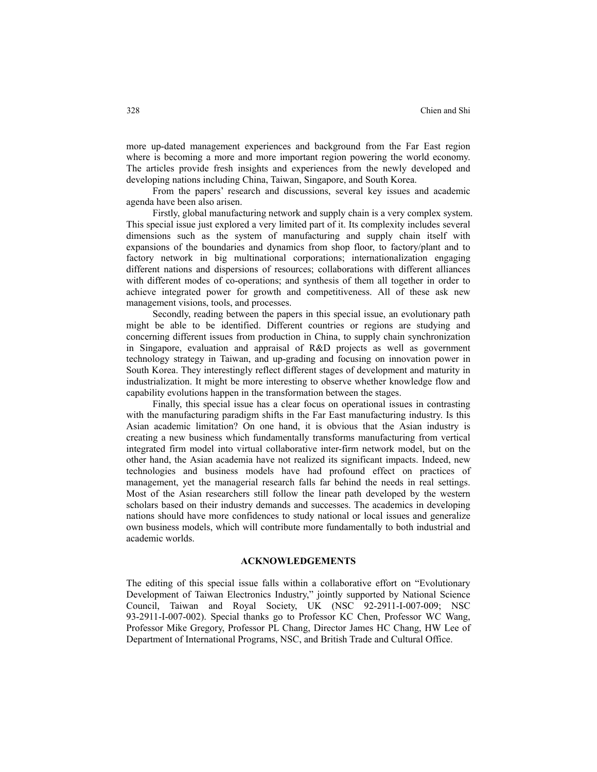more up-dated management experiences and background from the Far East region where is becoming a more and more important region powering the world economy. The articles provide fresh insights and experiences from the newly developed and developing nations including China, Taiwan, Singapore, and South Korea.

From the papers' research and discussions, several key issues and academic agenda have been also arisen.

Firstly, global manufacturing network and supply chain is a very complex system. This special issue just explored a very limited part of it. Its complexity includes several dimensions such as the system of manufacturing and supply chain itself with expansions of the boundaries and dynamics from shop floor, to factory/plant and to factory network in big multinational corporations; internationalization engaging different nations and dispersions of resources; collaborations with different alliances with different modes of co-operations; and synthesis of them all together in order to achieve integrated power for growth and competitiveness. All of these ask new management visions, tools, and processes.

Secondly, reading between the papers in this special issue, an evolutionary path might be able to be identified. Different countries or regions are studying and concerning different issues from production in China, to supply chain synchronization in Singapore, evaluation and appraisal of R&D projects as well as government technology strategy in Taiwan, and up-grading and focusing on innovation power in South Korea. They interestingly reflect different stages of development and maturity in industrialization. It might be more interesting to observe whether knowledge flow and capability evolutions happen in the transformation between the stages.

Finally, this special issue has a clear focus on operational issues in contrasting with the manufacturing paradigm shifts in the Far East manufacturing industry. Is this Asian academic limitation? On one hand, it is obvious that the Asian industry is creating a new business which fundamentally transforms manufacturing from vertical integrated firm model into virtual collaborative inter-firm network model, but on the other hand, the Asian academia have not realized its significant impacts. Indeed, new technologies and business models have had profound effect on practices of management, yet the managerial research falls far behind the needs in real settings. Most of the Asian researchers still follow the linear path developed by the western scholars based on their industry demands and successes. The academics in developing nations should have more confidences to study national or local issues and generalize own business models, which will contribute more fundamentally to both industrial and academic worlds.

## ACKNOWLEDGEMENTS

The editing of this special issue falls within a collaborative effort on "Evolutionary Development of Taiwan Electronics Industry," jointly supported by National Science Council, Taiwan and Royal Society, UK (NSC 92-2911-I-007-009; NSC 93-2911-I-007-002). Special thanks go to Professor KC Chen, Professor WC Wang, Professor Mike Gregory, Professor PL Chang, Director James HC Chang, HW Lee of Department of International Programs, NSC, and British Trade and Cultural Office.